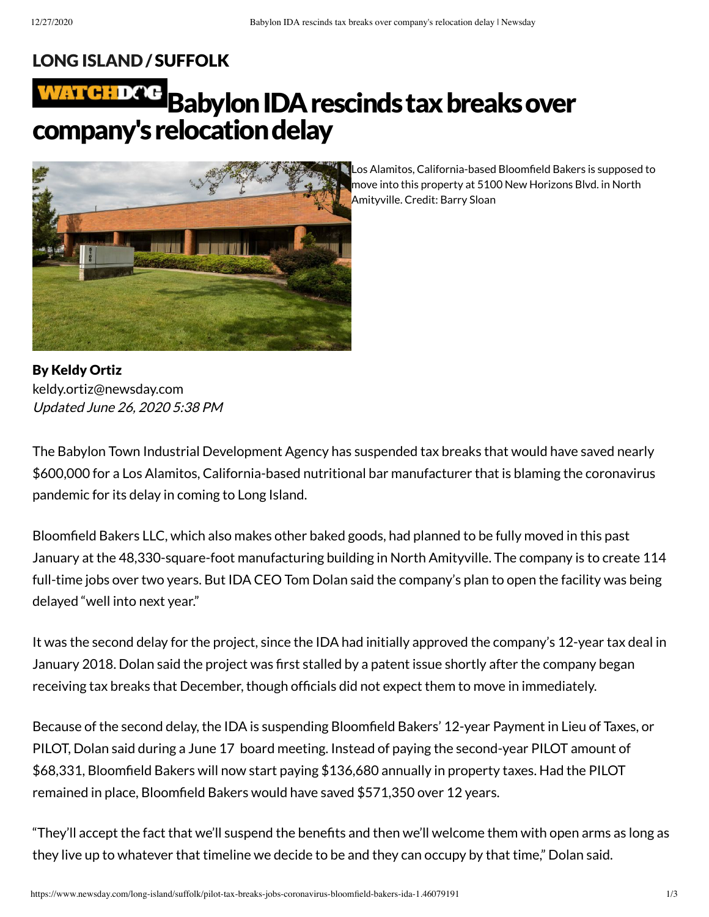LONG ISLAND / SUFFOLK

# WATCHDOG Babylon IDA rescinds tax breaks over company's relocation delay

Los Alamitos, California-based Bloomfield Bakers is supposed to move into this property at 5100 New Horizons Blvd. in North Amityville. Credit: Barry Sloan

**By Keldy Ortiz**
keldy.ortiz@newsday.com
*Updated June 26, 2020 5:38 PM*

The Babylon Town Industrial Development Agency has suspended tax breaks that would have saved nearly $600,000 for a Los Alamitos, California-based nutritional bar manufacturer that is blaming the coronavirus pandemic for its delay in coming to Long Island.

Bloomfield Bakers LLC, which also makes other baked goods, had planned to be fully moved in this past January at the 48,330-square-foot manufacturing building in North Amityville. The company is to create 114 full-time jobs over two years. But IDA CEO Tom Dolan said the company's plan to open the facility was being delayed "well into next year."

It was the second delay for the project, since the IDA had initially approved the company's 12-year tax deal in January 2018. Dolan said the project was first stalled by a patent issue shortly after the company began receiving tax breaks that December, though officials did not expect them to move in immediately.

Because of the second delay, the IDA is suspending Bloomfield Bakers' 12-year Payment in Lieu of Taxes, or PILOT, Dolan said during a June 17 board meeting. Instead of paying the second-year PILOT amount of $68,331, Bloomfield Bakers will now start paying $136,680 annually in property taxes. Had the PILOT remained in place, Bloomfield Bakers would have saved $571,350 over 12 years.

"They'll accept the fact that we'll suspend the benefits and then we'll welcome them with open arms as long as they live up to whatever that timeline we decide to be and they can occupy by that time," Dolan said.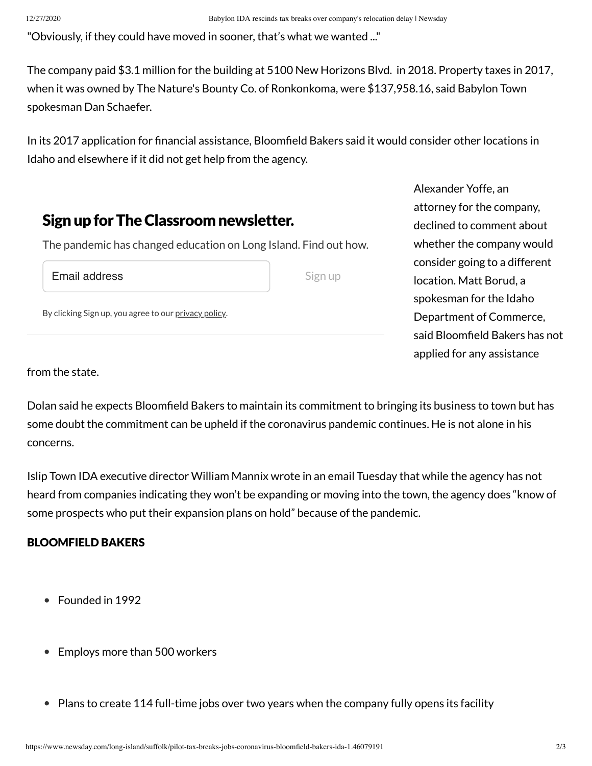"Obviously, if they could have moved in sooner, that's what we wanted ..."

The company paid $3.1 million for the building at 5100 New Horizons Blvd. in 2018. Property taxes in 2017, when it was owned by The Nature's Bounty Co. of Ronkonkoma, were $137,958.16, said Babylon Town spokesman Dan Schaefer.

In its 2017 application for financial assistance, Bloomfield Bakers said it would consider other locations in Idaho and elsewhere if it did not get help from the agency.

Alexander Yoffe, an attorney for the company, declined to comment about whether the company would consider going to a different location. Matt Borud, a spokesman for the Idaho Department of Commerce, said Bloomfield Bakers has not applied for any assistance from the state.

Dolan said he expects Bloomfield Bakers to maintain its commitment to bringing its business to town but has some doubt the commitment can be upheld if the coronavirus pandemic continues. He is not alone in his concerns.

Islip Town IDA executive director William Mannix wrote in an email Tuesday that while the agency has not heard from companies indicating they won't be expanding or moving into the town, the agency does "know of some prospects who put their expansion plans on hold" because of the pandemic.

**BLOOMFIELD BAKERS**

- Founded in 1992
- Employs more than 500 workers
- Plans to create 114 full-time jobs over two years when the company fully opens its facility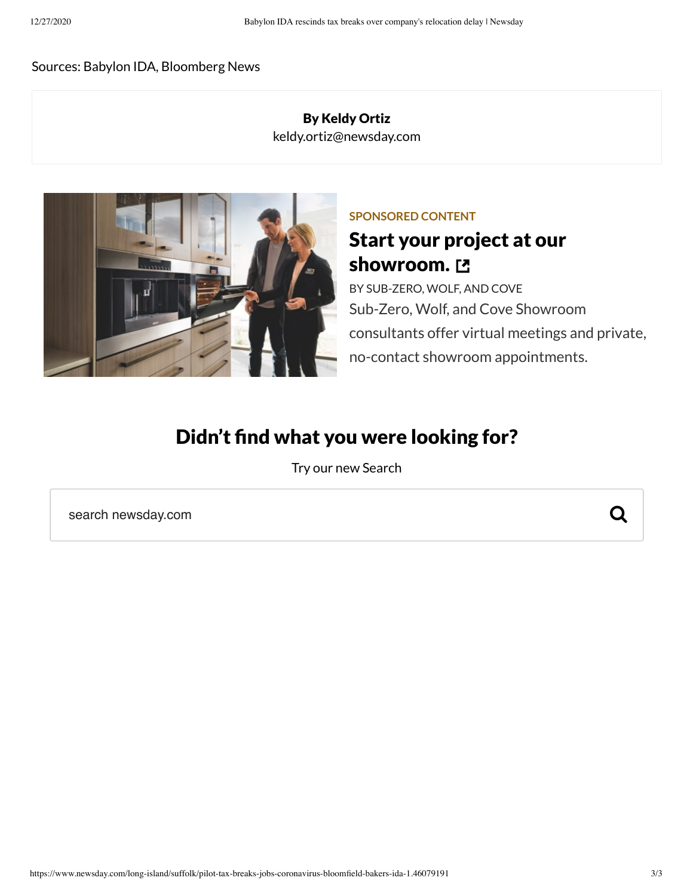Sources: Babylon IDA, Bloomberg News

**By Keldy Ortiz**
keldy.ortiz@newsday.com

SPONSORED CONTENT

**Start your project at our showroom.**

BY SUB-ZERO, WOLF, AND COVE

Sub-Zero, Wolf, and Cove Showroom consultants offer virtual meetings and private, no-contact showroom appointments.

## Didn't find what you were looking for?

Try our new Search

search newsday.com